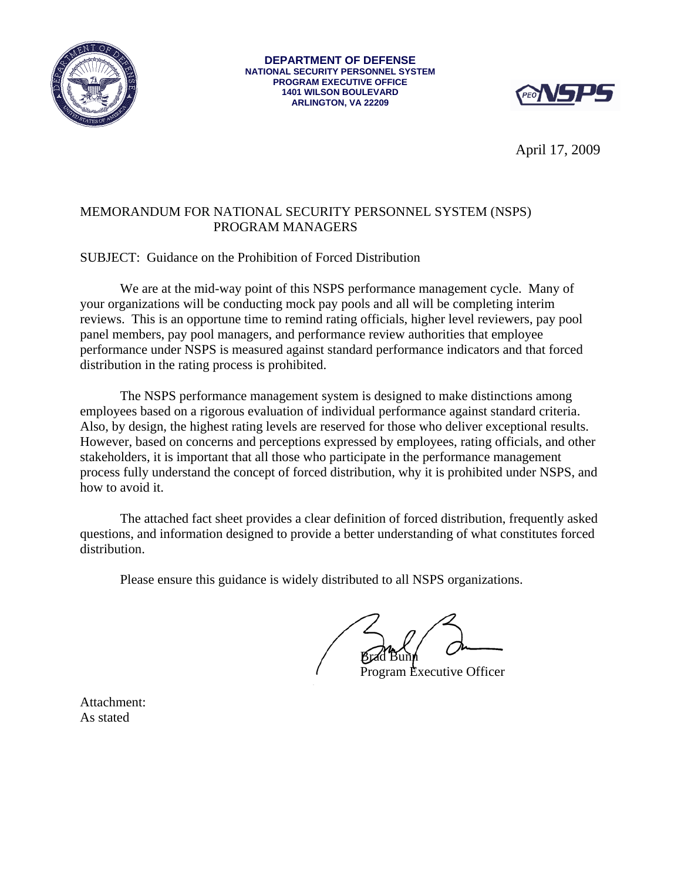**DEPARTMENT OF DEFENSE**
**NATIONAL SECURITY PERSONNEL SYSTEM**
**PROGRAM EXECUTIVE OFFICE**
**1401 WILSON BOULEVARD**
**ARLINGTON, VA 22209**

April 17, 2009

MEMORANDUM FOR NATIONAL SECURITY PERSONNEL SYSTEM (NSPS) PROGRAM MANAGERS

SUBJECT: Guidance on the Prohibition of Forced Distribution

We are at the mid-way point of this NSPS performance management cycle. Many of your organizations will be conducting mock pay pools and all will be completing interim reviews. This is an opportune time to remind rating officials, higher level reviewers, pay pool panel members, pay pool managers, and performance review authorities that employee performance under NSPS is measured against standard performance indicators and that forced distribution in the rating process is prohibited.

The NSPS performance management system is designed to make distinctions among employees based on a rigorous evaluation of individual performance against standard criteria. Also, by design, the highest rating levels are reserved for those who deliver exceptional results. However, based on concerns and perceptions expressed by employees, rating officials, and other stakeholders, it is important that all those who participate in the performance management process fully understand the concept of forced distribution, why it is prohibited under NSPS, and how to avoid it.

The attached fact sheet provides a clear definition of forced distribution, frequently asked questions, and information designed to provide a better understanding of what constitutes forced distribution.

Please ensure this guidance is widely distributed to all NSPS organizations.

Brad Bunn
Program Executive Officer

Attachment:
As stated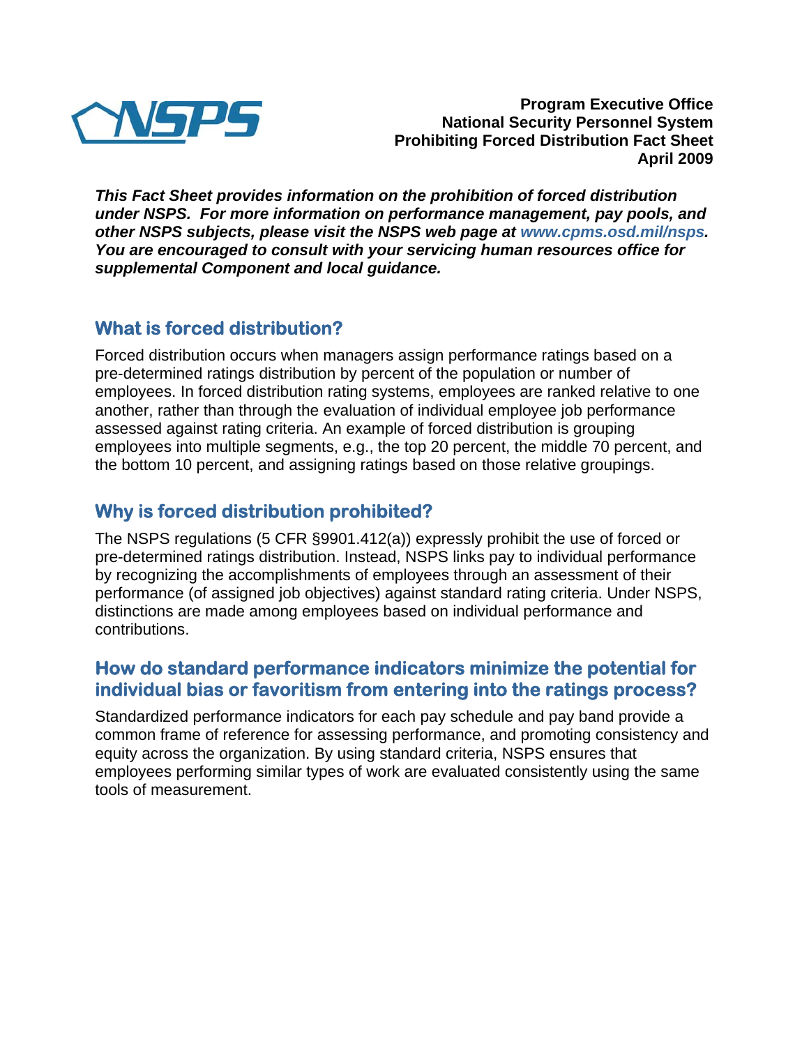**Program Executive Office**
**National Security Personnel System**
**Prohibiting Forced Distribution Fact Sheet**
**April 2009**

***This Fact Sheet provides information on the prohibition of forced distribution under NSPS. For more information on performance management, pay pools, and other NSPS subjects, please visit the NSPS web page at www.cpms.osd.mil/nsps. You are encouraged to consult with your servicing human resources office for supplemental Component and local guidance.***

## What is forced distribution?

Forced distribution occurs when managers assign performance ratings based on a pre-determined ratings distribution by percent of the population or number of employees. In forced distribution rating systems, employees are ranked relative to one another, rather than through the evaluation of individual employee job performance assessed against rating criteria. An example of forced distribution is grouping employees into multiple segments, e.g., the top 20 percent, the middle 70 percent, and the bottom 10 percent, and assigning ratings based on those relative groupings.

## Why is forced distribution prohibited?

The NSPS regulations (5 CFR §9901.412(a)) expressly prohibit the use of forced or pre-determined ratings distribution. Instead, NSPS links pay to individual performance by recognizing the accomplishments of employees through an assessment of their performance (of assigned job objectives) against standard rating criteria. Under NSPS, distinctions are made among employees based on individual performance and contributions.

## How do standard performance indicators minimize the potential for individual bias or favoritism from entering into the ratings process?

Standardized performance indicators for each pay schedule and pay band provide a common frame of reference for assessing performance, and promoting consistency and equity across the organization. By using standard criteria, NSPS ensures that employees performing similar types of work are evaluated consistently using the same tools of measurement.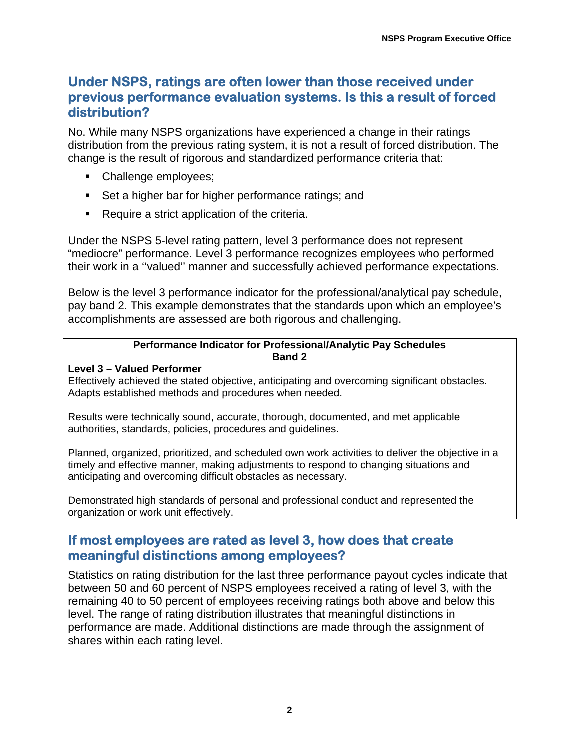## Under NSPS, ratings are often lower than those received under previous performance evaluation systems. Is this a result of forced distribution?

No. While many NSPS organizations have experienced a change in their ratings distribution from the previous rating system, it is not a result of forced distribution. The change is the result of rigorous and standardized performance criteria that:

- Challenge employees;
- Set a higher bar for higher performance ratings; and
- Require a strict application of the criteria.

Under the NSPS 5-level rating pattern, level 3 performance does not represent "mediocre" performance. Level 3 performance recognizes employees who performed their work in a ''valued'' manner and successfully achieved performance expectations.

Below is the level 3 performance indicator for the professional/analytical pay schedule, pay band 2. This example demonstrates that the standards upon which an employee's accomplishments are assessed are both rigorous and challenging.

**Performance Indicator for Professional/Analytic Pay Schedules**
**Band 2**

**Level 3 – Valued Performer**
Effectively achieved the stated objective, anticipating and overcoming significant obstacles. Adapts established methods and procedures when needed.

Results were technically sound, accurate, thorough, documented, and met applicable authorities, standards, policies, procedures and guidelines.

Planned, organized, prioritized, and scheduled own work activities to deliver the objective in a timely and effective manner, making adjustments to respond to changing situations and anticipating and overcoming difficult obstacles as necessary.

Demonstrated high standards of personal and professional conduct and represented the organization or work unit effectively.

## If most employees are rated as level 3, how does that create meaningful distinctions among employees?

Statistics on rating distribution for the last three performance payout cycles indicate that between 50 and 60 percent of NSPS employees received a rating of level 3, with the remaining 40 to 50 percent of employees receiving ratings both above and below this level. The range of rating distribution illustrates that meaningful distinctions in performance are made. Additional distinctions are made through the assignment of shares within each rating level.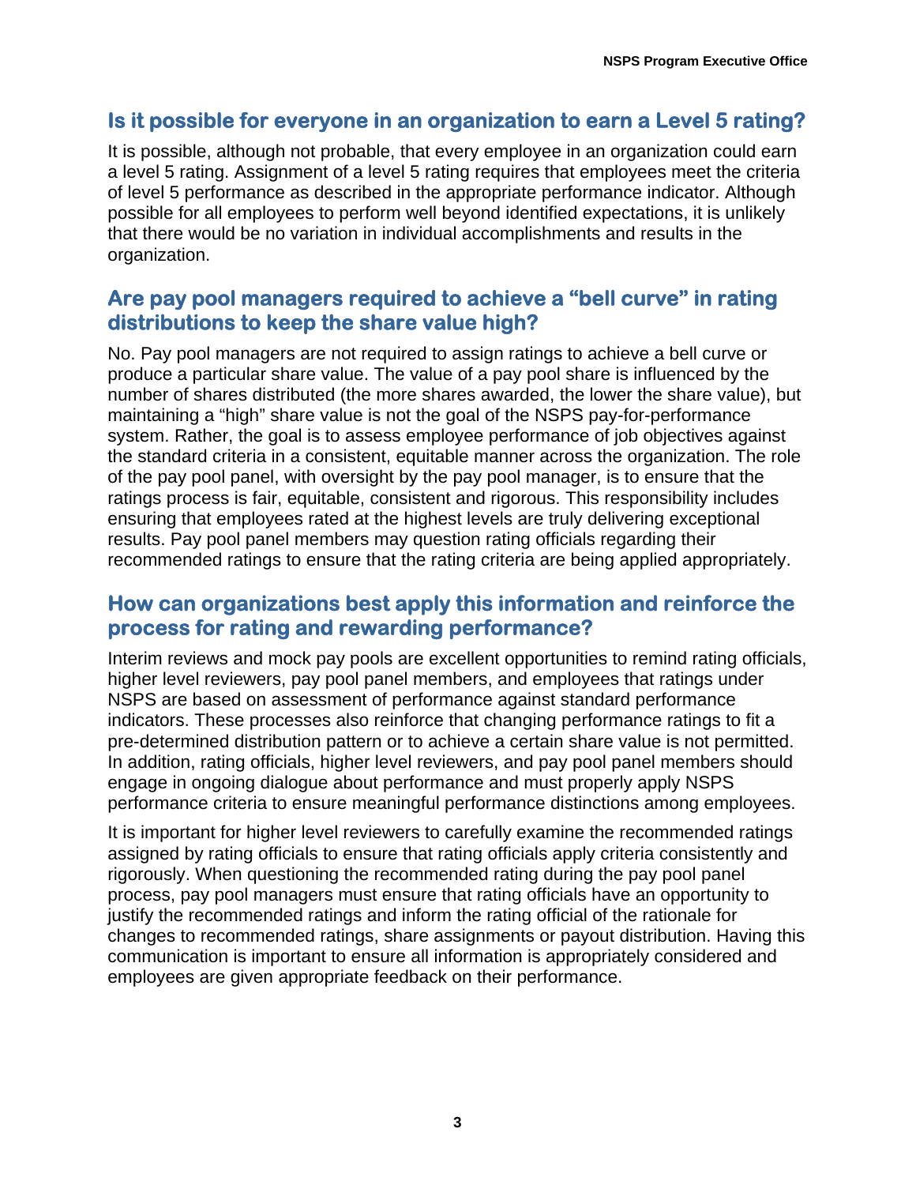## Is it possible for everyone in an organization to earn a Level 5 rating?

It is possible, although not probable, that every employee in an organization could earn a level 5 rating. Assignment of a level 5 rating requires that employees meet the criteria of level 5 performance as described in the appropriate performance indicator. Although possible for all employees to perform well beyond identified expectations, it is unlikely that there would be no variation in individual accomplishments and results in the organization.

## Are pay pool managers required to achieve a "bell curve" in rating distributions to keep the share value high?

No. Pay pool managers are not required to assign ratings to achieve a bell curve or produce a particular share value. The value of a pay pool share is influenced by the number of shares distributed (the more shares awarded, the lower the share value), but maintaining a "high" share value is not the goal of the NSPS pay-for-performance system. Rather, the goal is to assess employee performance of job objectives against the standard criteria in a consistent, equitable manner across the organization. The role of the pay pool panel, with oversight by the pay pool manager, is to ensure that the ratings process is fair, equitable, consistent and rigorous. This responsibility includes ensuring that employees rated at the highest levels are truly delivering exceptional results. Pay pool panel members may question rating officials regarding their recommended ratings to ensure that the rating criteria are being applied appropriately.

## How can organizations best apply this information and reinforce the process for rating and rewarding performance?

Interim reviews and mock pay pools are excellent opportunities to remind rating officials, higher level reviewers, pay pool panel members, and employees that ratings under NSPS are based on assessment of performance against standard performance indicators. These processes also reinforce that changing performance ratings to fit a pre-determined distribution pattern or to achieve a certain share value is not permitted. In addition, rating officials, higher level reviewers, and pay pool panel members should engage in ongoing dialogue about performance and must properly apply NSPS performance criteria to ensure meaningful performance distinctions among employees.

It is important for higher level reviewers to carefully examine the recommended ratings assigned by rating officials to ensure that rating officials apply criteria consistently and rigorously. When questioning the recommended rating during the pay pool panel process, pay pool managers must ensure that rating officials have an opportunity to justify the recommended ratings and inform the rating official of the rationale for changes to recommended ratings, share assignments or payout distribution. Having this communication is important to ensure all information is appropriately considered and employees are given appropriate feedback on their performance.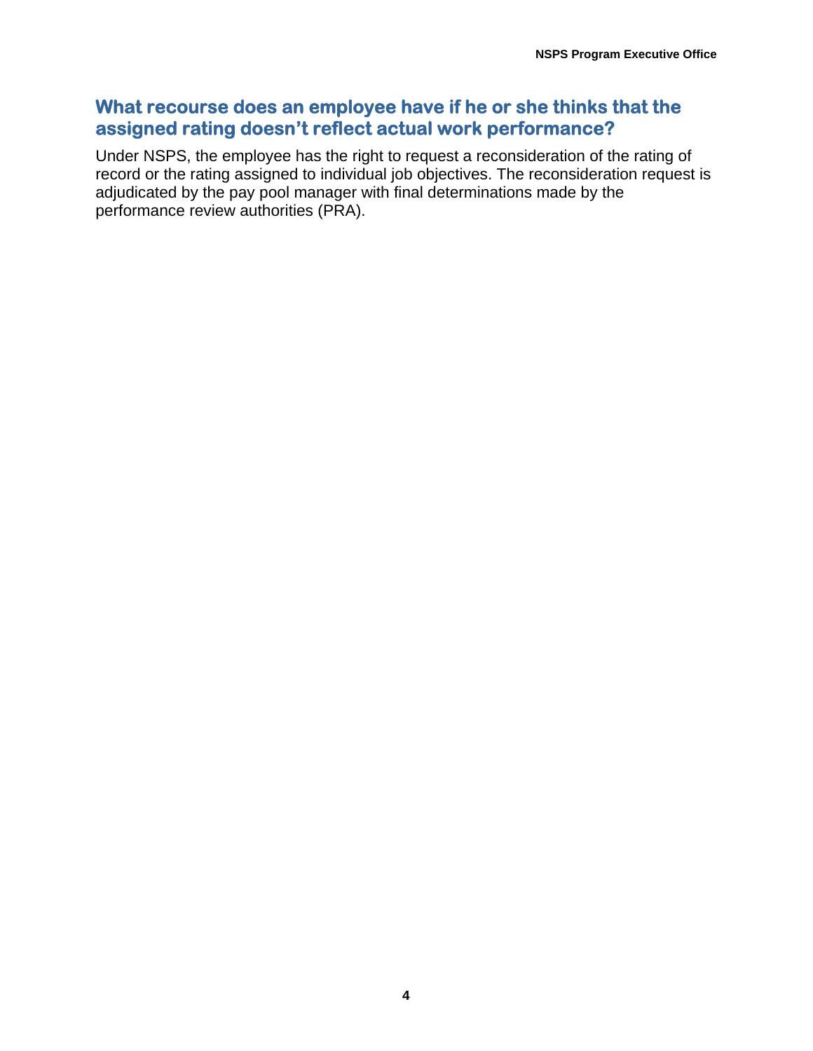## What recourse does an employee have if he or she thinks that the assigned rating doesn't reflect actual work performance?

Under NSPS, the employee has the right to request a reconsideration of the rating of record or the rating assigned to individual job objectives. The reconsideration request is adjudicated by the pay pool manager with final determinations made by the performance review authorities (PRA).